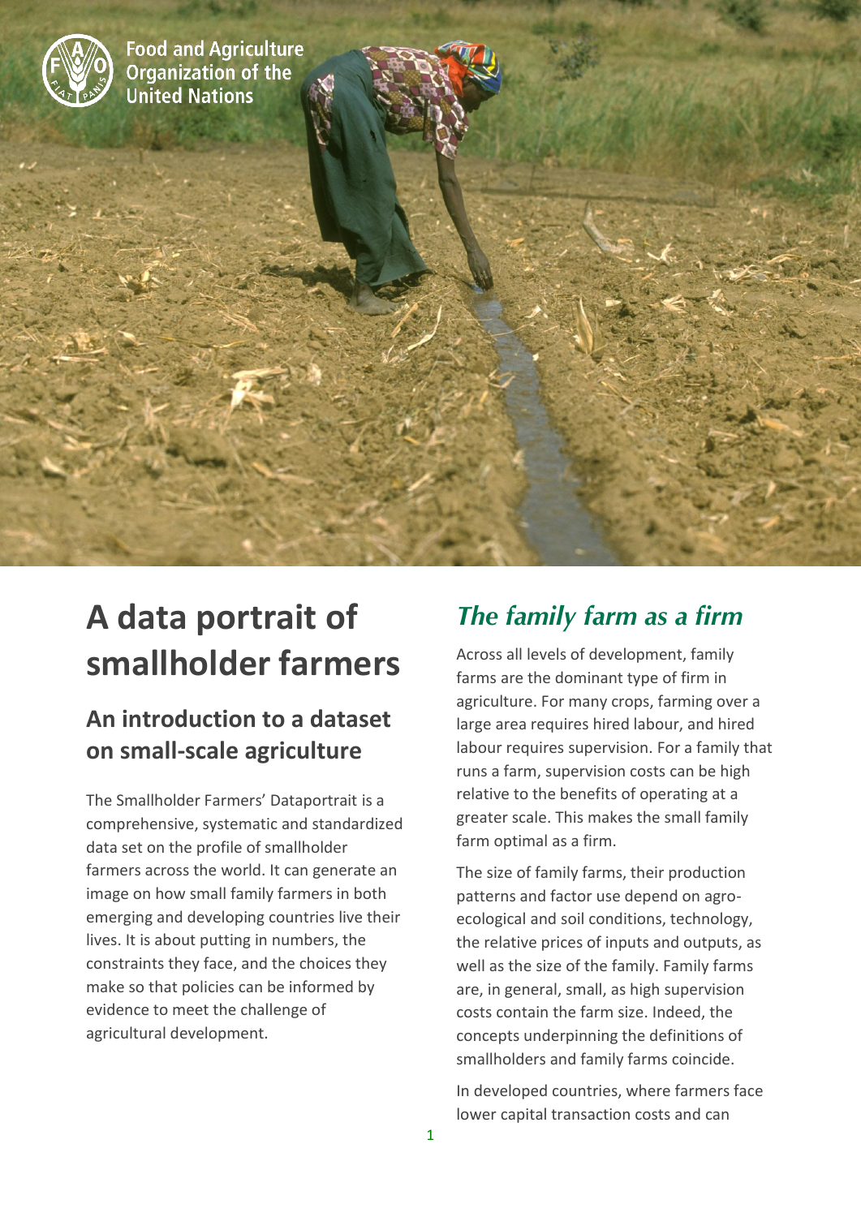Food and Agriculture Organization of the United Nations

# A data portrait of smallholder farmers

## An introduction to a dataset on small-scale agriculture

The Smallholder Farmers' Dataportrait is a comprehensive, systematic and standardized data set on the profile of smallholder farmers across the world. It can generate an image on how small family farmers in both emerging and developing countries live their lives. It is about putting in numbers, the constraints they face, and the choices they make so that policies can be informed by evidence to meet the challenge of agricultural development.

## *The family farm as a firm*

Across all levels of development, family farms are the dominant type of firm in agriculture. For many crops, farming over a large area requires hired labour, and hired labour requires supervision. For a family that runs a farm, supervision costs can be high relative to the benefits of operating at a greater scale. This makes the small family farm optimal as a firm.

The size of family farms, their production patterns and factor use depend on agro-ecological and soil conditions, technology, the relative prices of inputs and outputs, as well as the size of the family. Family farms are, in general, small, as high supervision costs contain the farm size. Indeed, the concepts underpinning the definitions of smallholders and family farms coincide.

In developed countries, where farmers face lower capital transaction costs and can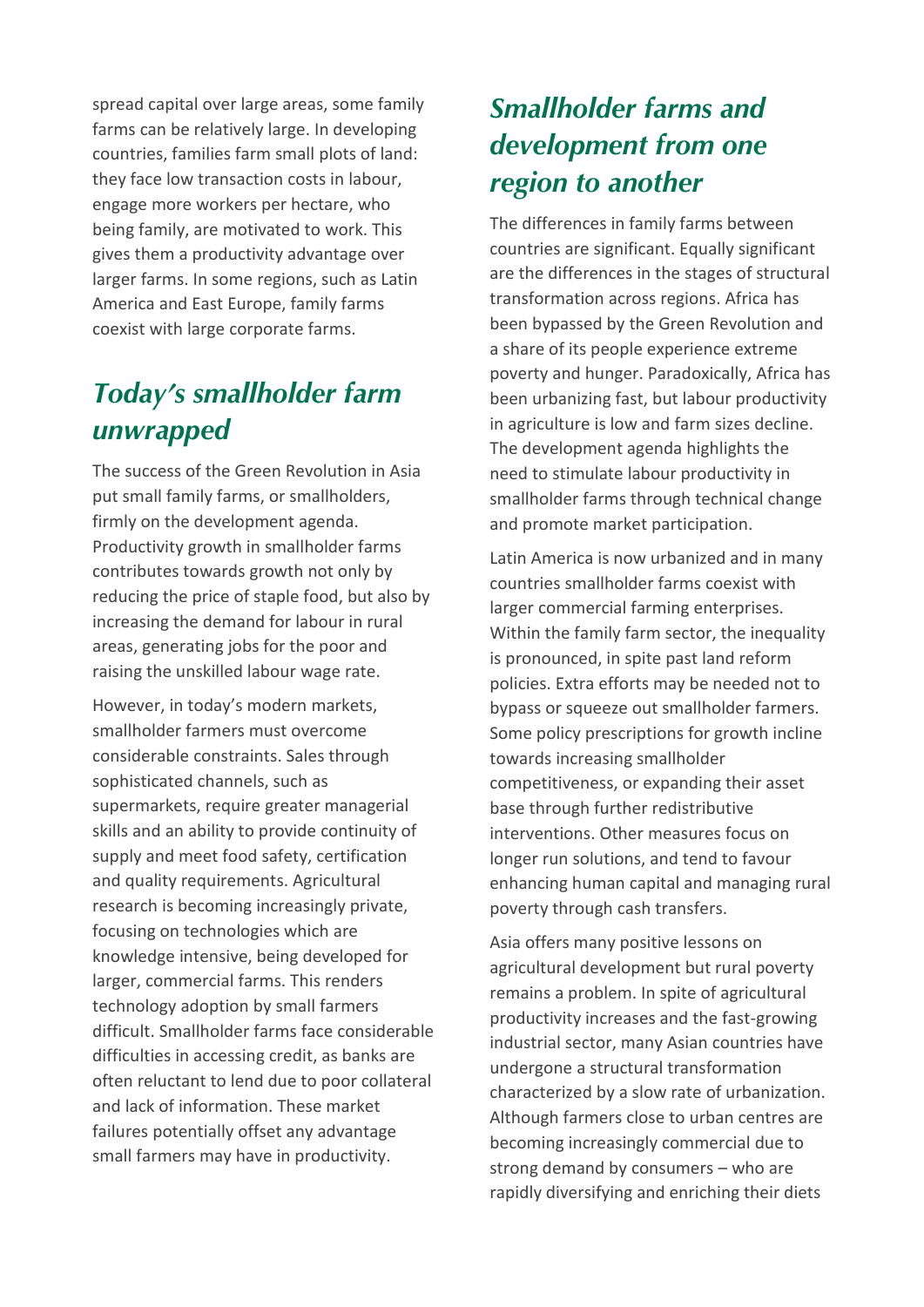spread capital over large areas, some family farms can be relatively large. In developing countries, families farm small plots of land: they face low transaction costs in labour, engage more workers per hectare, who being family, are motivated to work. This gives them a productivity advantage over larger farms. In some regions, such as Latin America and East Europe, family farms coexist with large corporate farms.

## *Today's smallholder farm unwrapped*

The success of the Green Revolution in Asia put small family farms, or smallholders, firmly on the development agenda. Productivity growth in smallholder farms contributes towards growth not only by reducing the price of staple food, but also by increasing the demand for labour in rural areas, generating jobs for the poor and raising the unskilled labour wage rate.

However, in today's modern markets, smallholder farmers must overcome considerable constraints. Sales through sophisticated channels, such as supermarkets, require greater managerial skills and an ability to provide continuity of supply and meet food safety, certification and quality requirements. Agricultural research is becoming increasingly private, focusing on technologies which are knowledge intensive, being developed for larger, commercial farms. This renders technology adoption by small farmers difficult. Smallholder farms face considerable difficulties in accessing credit, as banks are often reluctant to lend due to poor collateral and lack of information. These market failures potentially offset any advantage small farmers may have in productivity.

## *Smallholder farms and development from one region to another*

The differences in family farms between countries are significant. Equally significant are the differences in the stages of structural transformation across regions. Africa has been bypassed by the Green Revolution and a share of its people experience extreme poverty and hunger. Paradoxically, Africa has been urbanizing fast, but labour productivity in agriculture is low and farm sizes decline. The development agenda highlights the need to stimulate labour productivity in smallholder farms through technical change and promote market participation.

Latin America is now urbanized and in many countries smallholder farms coexist with larger commercial farming enterprises. Within the family farm sector, the inequality is pronounced, in spite past land reform policies. Extra efforts may be needed not to bypass or squeeze out smallholder farmers. Some policy prescriptions for growth incline towards increasing smallholder competitiveness, or expanding their asset base through further redistributive interventions. Other measures focus on longer run solutions, and tend to favour enhancing human capital and managing rural poverty through cash transfers.

Asia offers many positive lessons on agricultural development but rural poverty remains a problem. In spite of agricultural productivity increases and the fast-growing industrial sector, many Asian countries have undergone a structural transformation characterized by a slow rate of urbanization. Although farmers close to urban centres are becoming increasingly commercial due to strong demand by consumers – who are rapidly diversifying and enriching their diets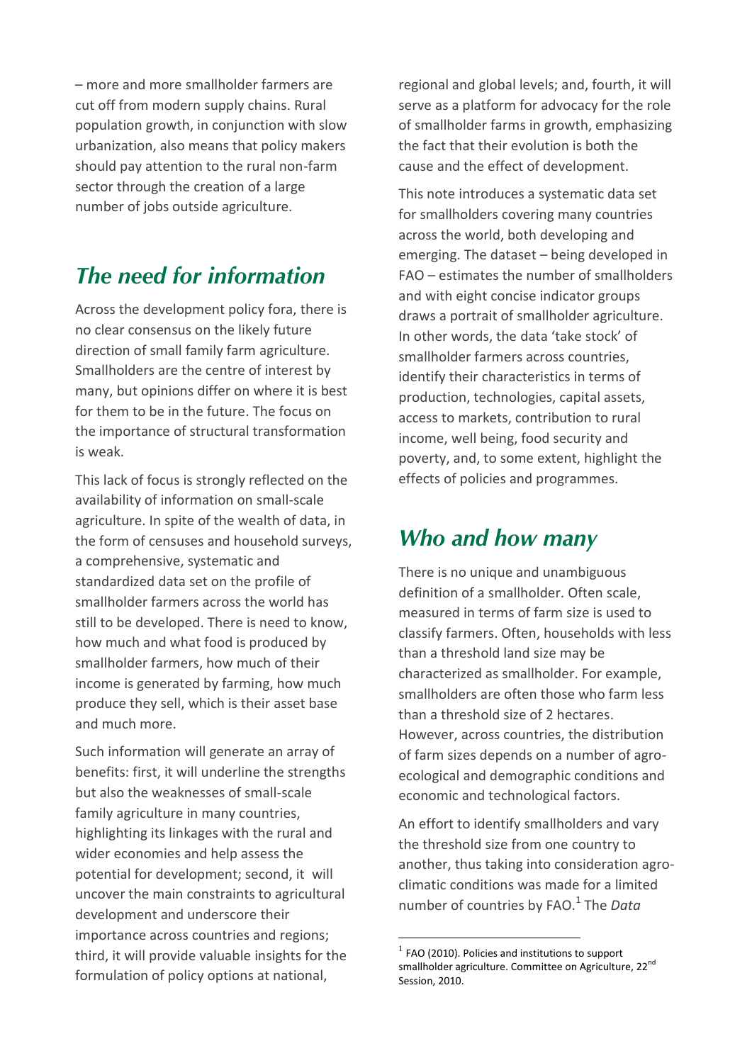– more and more smallholder farmers are cut off from modern supply chains. Rural population growth, in conjunction with slow urbanization, also means that policy makers should pay attention to the rural non-farm sector through the creation of a large number of jobs outside agriculture.

## *The need for information*

Across the development policy fora, there is no clear consensus on the likely future direction of small family farm agriculture. Smallholders are the centre of interest by many, but opinions differ on where it is best for them to be in the future. The focus on the importance of structural transformation is weak.

This lack of focus is strongly reflected on the availability of information on small-scale agriculture. In spite of the wealth of data, in the form of censuses and household surveys, a comprehensive, systematic and standardized data set on the profile of smallholder farmers across the world has still to be developed. There is need to know, how much and what food is produced by smallholder farmers, how much of their income is generated by farming, how much produce they sell, which is their asset base and much more.

Such information will generate an array of benefits: first, it will underline the strengths but also the weaknesses of small-scale family agriculture in many countries, highlighting its linkages with the rural and wider economies and help assess the potential for development; second, it will uncover the main constraints to agricultural development and underscore their importance across countries and regions; third, it will provide valuable insights for the formulation of policy options at national, regional and global levels; and, fourth, it will serve as a platform for advocacy for the role of smallholder farms in growth, emphasizing the fact that their evolution is both the cause and the effect of development.

This note introduces a systematic data set for smallholders covering many countries across the world, both developing and emerging. The dataset – being developed in FAO – estimates the number of smallholders and with eight concise indicator groups draws a portrait of smallholder agriculture. In other words, the data 'take stock' of smallholder farmers across countries, identify their characteristics in terms of production, technologies, capital assets, access to markets, contribution to rural income, well being, food security and poverty, and, to some extent, highlight the effects of policies and programmes.

## *Who and how many*

There is no unique and unambiguous definition of a smallholder. Often scale, measured in terms of farm size is used to classify farmers. Often, households with less than a threshold land size may be characterized as smallholder. For example, smallholders are often those who farm less than a threshold size of 2 hectares. However, across countries, the distribution of farm sizes depends on a number of agro-ecological and demographic conditions and economic and technological factors.

An effort to identify smallholders and vary the threshold size from one country to another, thus taking into consideration agro-climatic conditions was made for a limited number of countries by FAO.[1] The *Data*

[1] FAO (2010). Policies and institutions to support smallholder agriculture. Committee on Agriculture, 22nd Session, 2010.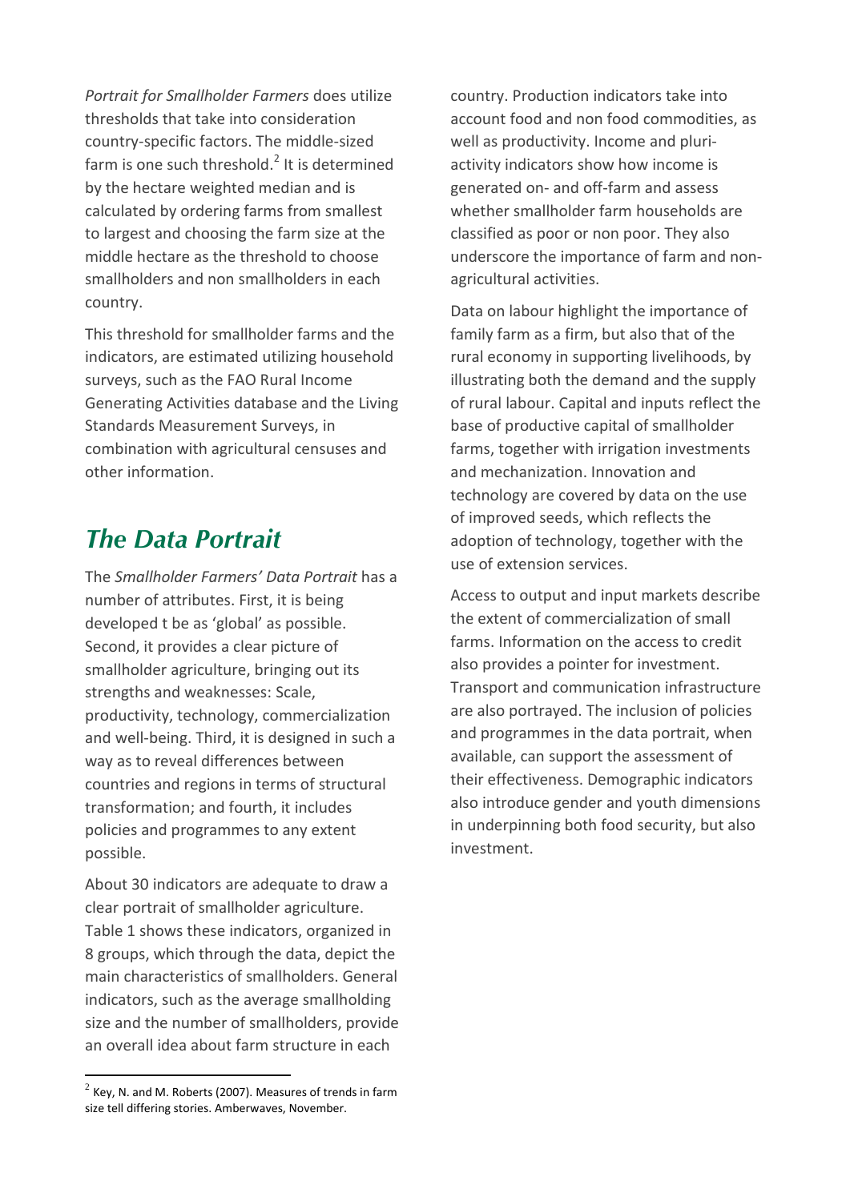*Portrait for Smallholder Farmers* does utilize thresholds that take into consideration country-specific factors. The middle-sized farm is one such threshold.[2] It is determined by the hectare weighted median and is calculated by ordering farms from smallest to largest and choosing the farm size at the middle hectare as the threshold to choose smallholders and non smallholders in each country.

This threshold for smallholder farms and the indicators, are estimated utilizing household surveys, such as the FAO Rural Income Generating Activities database and the Living Standards Measurement Surveys, in combination with agricultural censuses and other information.

## *The Data Portrait*

The *Smallholder Farmers' Data Portrait* has a number of attributes. First, it is being developed t be as 'global' as possible. Second, it provides a clear picture of smallholder agriculture, bringing out its strengths and weaknesses: Scale, productivity, technology, commercialization and well-being. Third, it is designed in such a way as to reveal differences between countries and regions in terms of structural transformation; and fourth, it includes policies and programmes to any extent possible.

About 30 indicators are adequate to draw a clear portrait of smallholder agriculture. Table 1 shows these indicators, organized in 8 groups, which through the data, depict the main characteristics of smallholders. General indicators, such as the average smallholding size and the number of smallholders, provide an overall idea about farm structure in each country. Production indicators take into account food and non food commodities, as well as productivity. Income and pluri-activity indicators show how income is generated on- and off-farm and assess whether smallholder farm households are classified as poor or non poor. They also underscore the importance of farm and non-agricultural activities.

Data on labour highlight the importance of family farm as a firm, but also that of the rural economy in supporting livelihoods, by illustrating both the demand and the supply of rural labour. Capital and inputs reflect the base of productive capital of smallholder farms, together with irrigation investments and mechanization. Innovation and technology are covered by data on the use of improved seeds, which reflects the adoption of technology, together with the use of extension services.

Access to output and input markets describe the extent of commercialization of small farms. Information on the access to credit also provides a pointer for investment. Transport and communication infrastructure are also portrayed. The inclusion of policies and programmes in the data portrait, when available, can support the assessment of their effectiveness. Demographic indicators also introduce gender and youth dimensions in underpinning both food security, but also investment.

---

[2] Key, N. and M. Roberts (2007). Measures of trends in farm size tell differing stories. Amberwaves, November.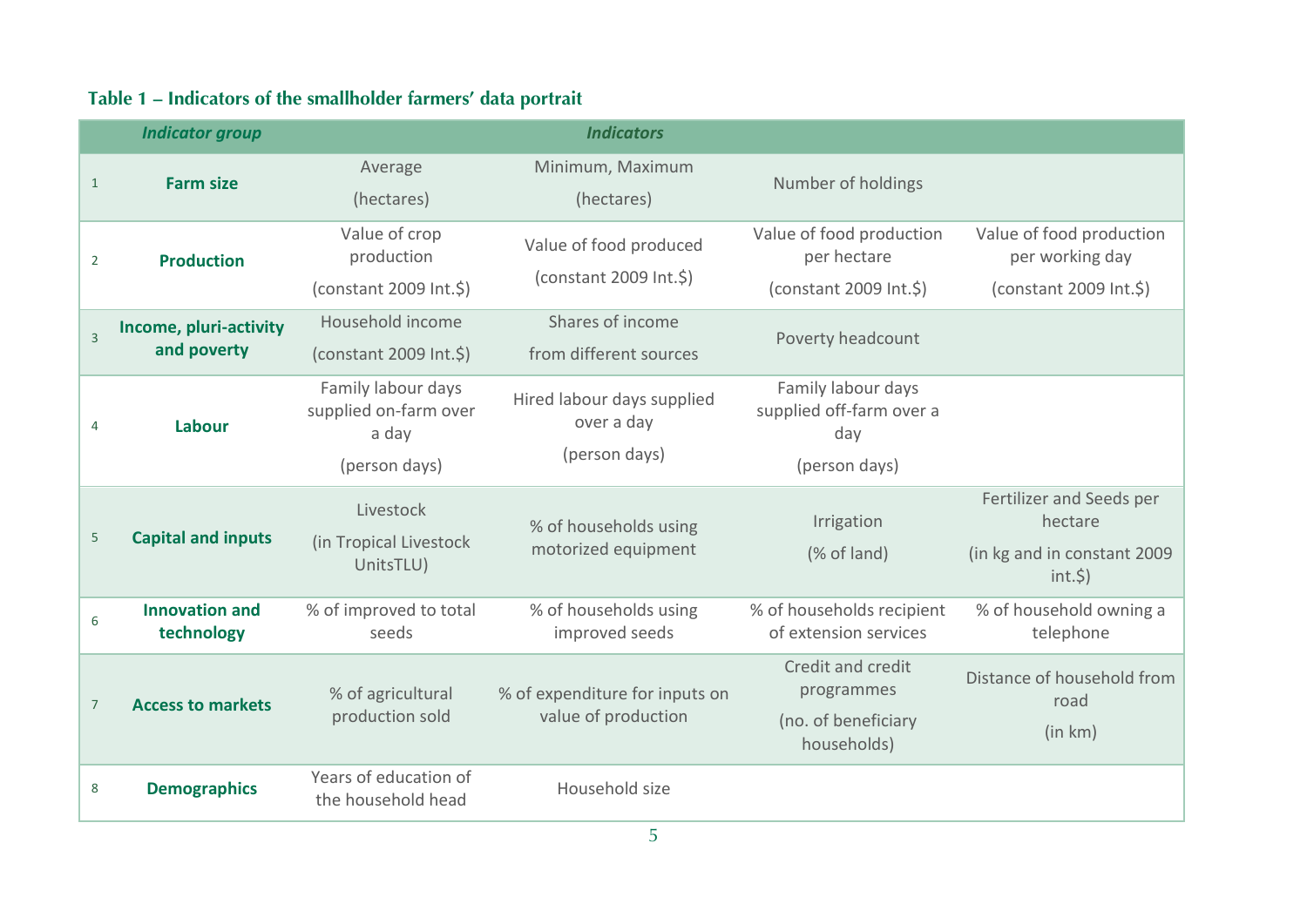**Table 1 – Indicators of the smallholder farmers' data portrait**

| | *Indicator group* | *Indicators* | | | |
|---|---|---|---|---|---|
| 1 | **Farm size** | Average (hectares) | Minimum, Maximum (hectares) | Number of holdings | |
| 2 | **Production** | Value of crop production (constant 2009 Int.$) | Value of food produced (constant 2009 Int.$) | Value of food production per hectare (constant 2009 Int.$) | Value of food production per working day (constant 2009 Int.$) |
| 3 | **Income, pluri-activity and poverty** | Household income (constant 2009 Int.$) | Shares of income from different sources | Poverty headcount | |
| 4 | **Labour** | Family labour days supplied on-farm over a day (person days) | Hired labour days supplied over a day (person days) | Family labour days supplied off-farm over a day (person days) | |
| 5 | **Capital and inputs** | Livestock (in Tropical Livestock UnitsTLU) | % of households using motorized equipment | Irrigation (% of land) | Fertilizer and Seeds per hectare (in kg and in constant 2009 int.$) |
| 6 | **Innovation and technology** | % of improved to total seeds | % of households using improved seeds | % of households recipient of extension services | % of household owning a telephone |
| 7 | **Access to markets** | % of agricultural production sold | % of expenditure for inputs on value of production | Credit and credit programmes (no. of beneficiary households) | Distance of household from road (in km) |
| 8 | **Demographics** | Years of education of the household head | Household size | | |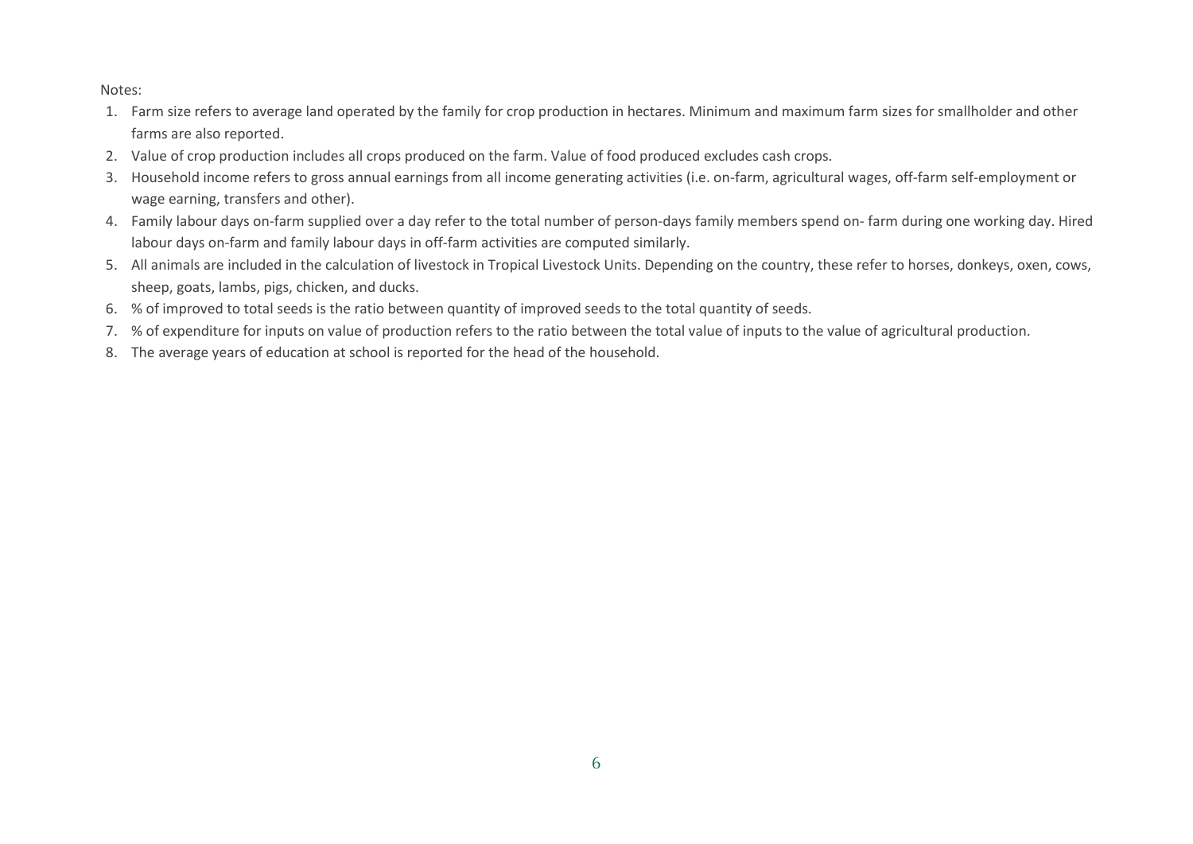Notes:

1. Farm size refers to average land operated by the family for crop production in hectares. Minimum and maximum farm sizes for smallholder and other farms are also reported.
2. Value of crop production includes all crops produced on the farm. Value of food produced excludes cash crops.
3. Household income refers to gross annual earnings from all income generating activities (i.e. on-farm, agricultural wages, off-farm self-employment or wage earning, transfers and other).
4. Family labour days on-farm supplied over a day refer to the total number of person-days family members spend on- farm during one working day. Hired labour days on-farm and family labour days in off-farm activities are computed similarly.
5. All animals are included in the calculation of livestock in Tropical Livestock Units. Depending on the country, these refer to horses, donkeys, oxen, cows, sheep, goats, lambs, pigs, chicken, and ducks.
6. % of improved to total seeds is the ratio between quantity of improved seeds to the total quantity of seeds.
7. % of expenditure for inputs on value of production refers to the ratio between the total value of inputs to the value of agricultural production.
8. The average years of education at school is reported for the head of the household.